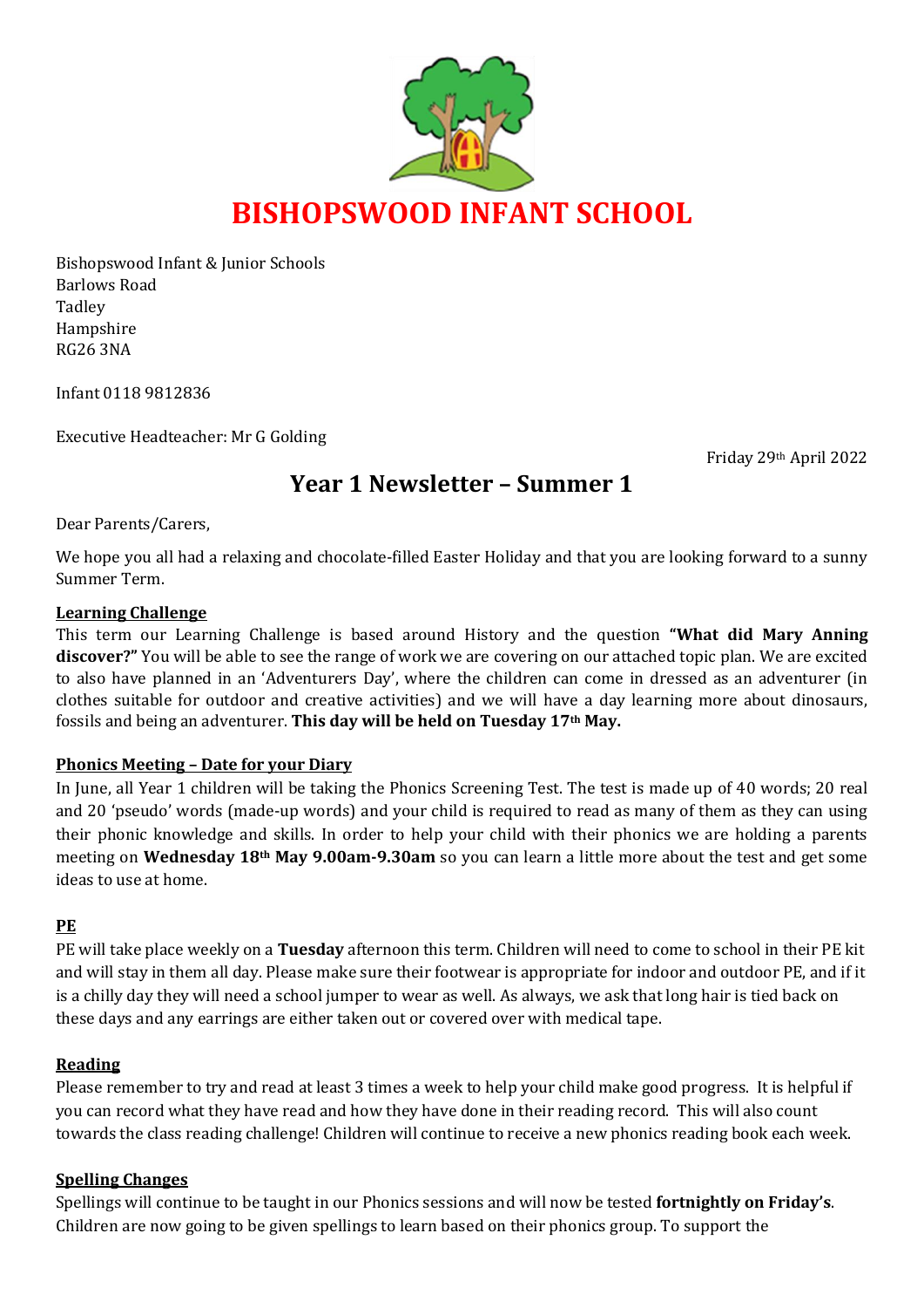# BISHOPSWOOD INFANT SCHOOL

Bishopswood Infant & Junior Schools
Barlows Road
Tadley
Hampshire
RG26 3NA

Infant 0118 9812836

Executive Headteacher: Mr G Golding

Friday 29th April 2022

## Year 1 Newsletter – Summer 1

Dear Parents/Carers,

We hope you all had a relaxing and chocolate-filled Easter Holiday and that you are looking forward to a sunny Summer Term.

### Learning Challenge

This term our Learning Challenge is based around History and the question **"What did Mary Anning discover?"** You will be able to see the range of work we are covering on our attached topic plan. We are excited to also have planned in an 'Adventurers Day', where the children can come in dressed as an adventurer (in clothes suitable for outdoor and creative activities) and we will have a day learning more about dinosaurs, fossils and being an adventurer. **This day will be held on Tuesday 17th May.**

### Phonics Meeting – Date for your Diary

In June, all Year 1 children will be taking the Phonics Screening Test. The test is made up of 40 words; 20 real and 20 'pseudo' words (made-up words) and your child is required to read as many of them as they can using their phonic knowledge and skills. In order to help your child with their phonics we are holding a parents meeting on **Wednesday 18th May 9.00am-9.30am** so you can learn a little more about the test and get some ideas to use at home.

### PE

PE will take place weekly on a **Tuesday** afternoon this term. Children will need to come to school in their PE kit and will stay in them all day. Please make sure their footwear is appropriate for indoor and outdoor PE, and if it is a chilly day they will need a school jumper to wear as well. As always, we ask that long hair is tied back on these days and any earrings are either taken out or covered over with medical tape.

### Reading

Please remember to try and read at least 3 times a week to help your child make good progress. It is helpful if you can record what they have read and how they have done in their reading record. This will also count towards the class reading challenge! Children will continue to receive a new phonics reading book each week.

### Spelling Changes

Spellings will continue to be taught in our Phonics sessions and will now be tested **fortnightly on Friday's**. Children are now going to be given spellings to learn based on their phonics group. To support the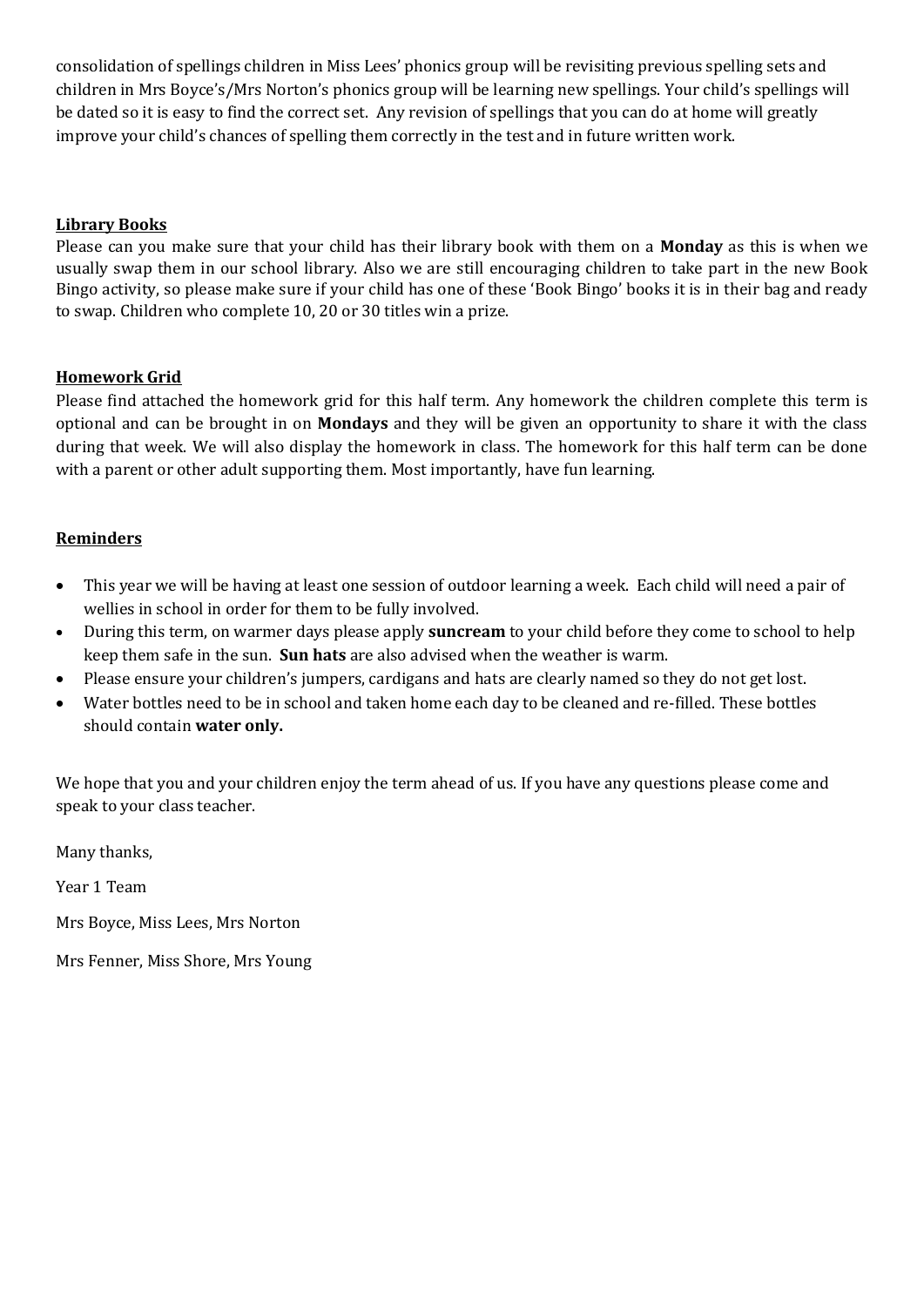consolidation of spellings children in Miss Lees' phonics group will be revisiting previous spelling sets and children in Mrs Boyce's/Mrs Norton's phonics group will be learning new spellings. Your child's spellings will be dated so it is easy to find the correct set. Any revision of spellings that you can do at home will greatly improve your child's chances of spelling them correctly in the test and in future written work.

**Library Books**

Please can you make sure that your child has their library book with them on a **Monday** as this is when we usually swap them in our school library. Also we are still encouraging children to take part in the new Book Bingo activity, so please make sure if your child has one of these 'Book Bingo' books it is in their bag and ready to swap. Children who complete 10, 20 or 30 titles win a prize.

**Homework Grid**

Please find attached the homework grid for this half term. Any homework the children complete this term is optional and can be brought in on **Mondays** and they will be given an opportunity to share it with the class during that week. We will also display the homework in class. The homework for this half term can be done with a parent or other adult supporting them. Most importantly, have fun learning.

**Reminders**

- This year we will be having at least one session of outdoor learning a week. Each child will need a pair of wellies in school in order for them to be fully involved.
- During this term, on warmer days please apply **suncream** to your child before they come to school to help keep them safe in the sun. **Sun hats** are also advised when the weather is warm.
- Please ensure your children's jumpers, cardigans and hats are clearly named so they do not get lost.
- Water bottles need to be in school and taken home each day to be cleaned and re-filled. These bottles should contain **water only.**

We hope that you and your children enjoy the term ahead of us. If you have any questions please come and speak to your class teacher.

Many thanks,

Year 1 Team

Mrs Boyce, Miss Lees, Mrs Norton

Mrs Fenner, Miss Shore, Mrs Young